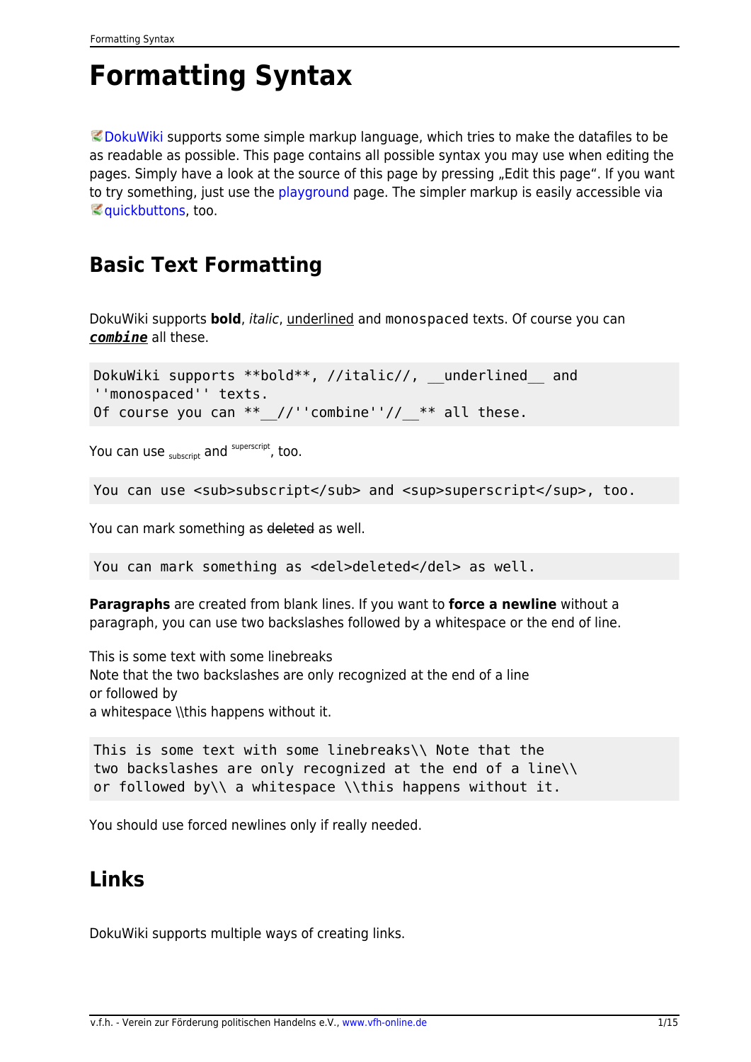# Formatting Syntax

DokuWiki supports some simple markup language, which tries to make the datafiles to be as readable as possible. This page contains all possible syntax you may use when editing the pages. Simply have a look at the source of this page by pressing „Edit this page". If you want to try something, just use the playground page. The simpler markup is easily accessible via quickbuttons, too.

## Basic Text Formatting

DokuWiki supports **bold**, *italic*, <u>underlined</u> and `monospaced` texts. Of course you can ***<u>`combine`</u>*** all these.

```
DokuWiki supports **bold**, //italic//, __underlined__ and
''monospaced'' texts.
Of course you can **__//''combine''//__** all these.
```

You can use $_{\text{subscript}}$ and $^{\text{superscript}}$, too.

```
You can use <sub>subscript</sub> and <sup>superscript</sup>, too.
```

You can mark something as ~~deleted~~ as well.

```
You can mark something as <del>deleted</del> as well.
```

**Paragraphs** are created from blank lines. If you want to **force a newline** without a paragraph, you can use two backslashes followed by a whitespace or the end of line.

This is some text with some linebreaks  
Note that the two backslashes are only recognized at the end of a line  
or followed by  
a whitespace \\this happens without it.

```
This is some text with some linebreaks\\ Note that the
two backslashes are only recognized at the end of a line\\
or followed by\\ a whitespace \\this happens without it.
```

You should use forced newlines only if really needed.

## Links

DokuWiki supports multiple ways of creating links.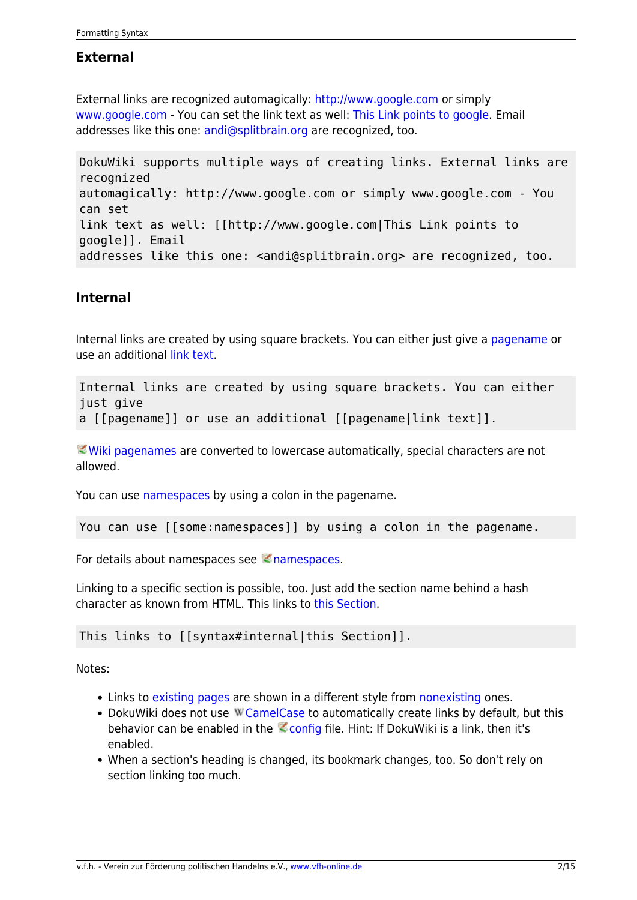### External

External links are recognized automagically: http://www.google.com or simply www.google.com - You can set the link text as well: This Link points to google. Email addresses like this one: andi@splitbrain.org are recognized, too.

```
DokuWiki supports multiple ways of creating links. External links are
recognized
automagically: http://www.google.com or simply www.google.com - You
can set
link text as well: [[http://www.google.com|This Link points to
google]]. Email
addresses like this one: <andi@splitbrain.org> are recognized, too.
```

### Internal

Internal links are created by using square brackets. You can either just give a pagename or use an additional link text.

```
Internal links are created by using square brackets. You can either
just give
a [[pagename]] or use an additional [[pagename|link text]].
```

Wiki pagenames are converted to lowercase automatically, special characters are not allowed.

You can use namespaces by using a colon in the pagename.

```
You can use [[some:namespaces]] by using a colon in the pagename.
```

For details about namespaces see namespaces.

Linking to a specific section is possible, too. Just add the section name behind a hash character as known from HTML. This links to this Section.

```
This links to [[syntax#internal|this Section]].
```

Notes:

- Links to existing pages are shown in a different style from nonexisting ones.
- DokuWiki does not use CamelCase to automatically create links by default, but this behavior can be enabled in the config file. Hint: If DokuWiki is a link, then it's enabled.
- When a section's heading is changed, its bookmark changes, too. So don't rely on section linking too much.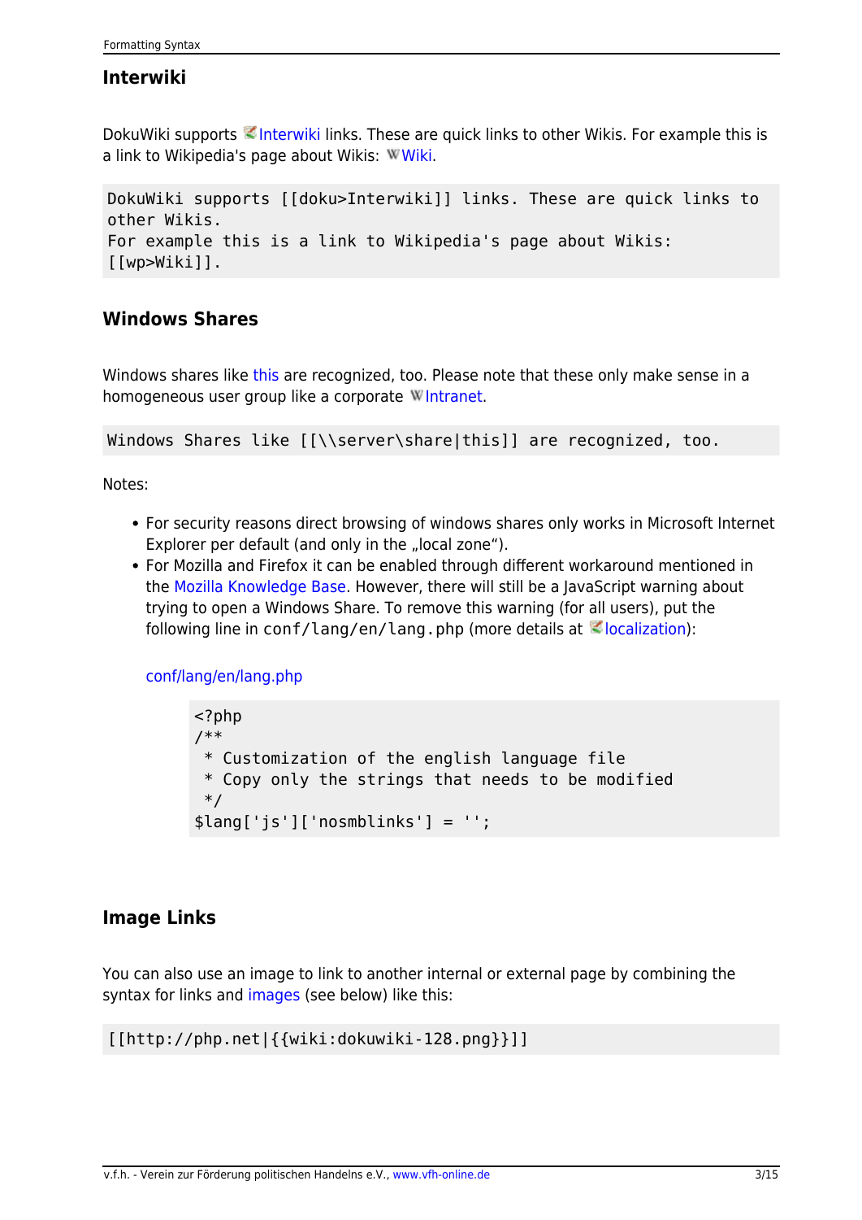### Interwiki

DokuWiki supports Interwiki links. These are quick links to other Wikis. For example this is a link to Wikipedia's page about Wikis: Wiki.

```
DokuWiki supports [[doku>Interwiki]] links. These are quick links to
other Wikis.
For example this is a link to Wikipedia's page about Wikis:
[[wp>Wiki]].
```

### Windows Shares

Windows shares like this are recognized, too. Please note that these only make sense in a homogeneous user group like a corporate Intranet.

```
Windows Shares like [[\\server\share|this]] are recognized, too.
```

Notes:

- For security reasons direct browsing of windows shares only works in Microsoft Internet Explorer per default (and only in the „local zone“).
- For Mozilla and Firefox it can be enabled through different workaround mentioned in the Mozilla Knowledge Base. However, there will still be a JavaScript warning about trying to open a Windows Share. To remove this warning (for all users), put the following line in `conf/lang/en/lang.php` (more details at localization):

  conf/lang/en/lang.php

  ```php
  <?php
  /**
   * Customization of the english language file
   * Copy only the strings that needs to be modified
   */
  $lang['js']['nosmblinks'] = '';
  ```

### Image Links

You can also use an image to link to another internal or external page by combining the syntax for links and images (see below) like this:

```
[[http://php.net|{{wiki:dokuwiki-128.png}}]]
```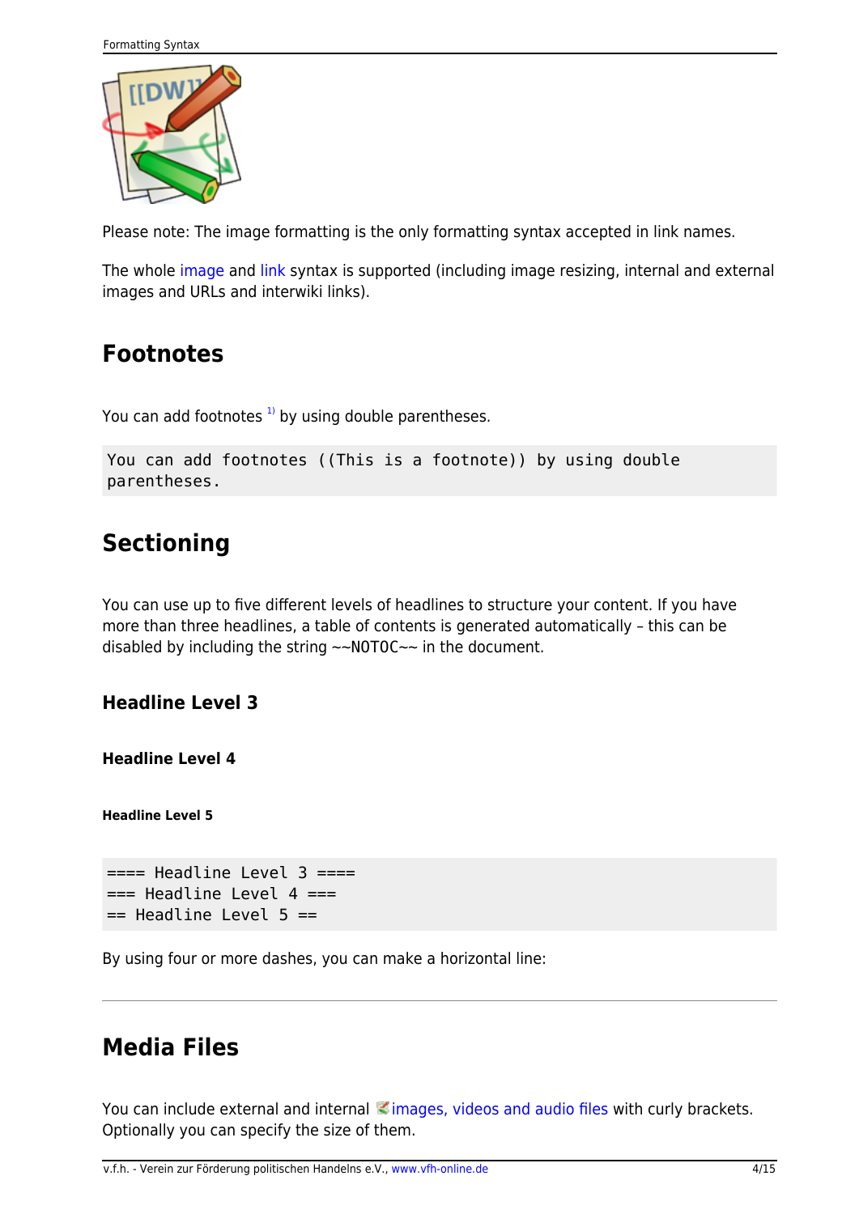Please note: The image formatting is the only formatting syntax accepted in link names.

The whole image and link syntax is supported (including image resizing, internal and external images and URLs and interwiki links).

## Footnotes

You can add footnotes [1] by using double parentheses.

```
You can add footnotes ((This is a footnote)) by using double
parentheses.
```

## Sectioning

You can use up to five different levels of headlines to structure your content. If you have more than three headlines, a table of contents is generated automatically – this can be disabled by including the string ~~NOTOC~~ in the document.

### Headline Level 3

#### Headline Level 4

##### Headline Level 5

```
==== Headline Level 3 ====
=== Headline Level 4 ===
== Headline Level 5 ==
```

By using four or more dashes, you can make a horizontal line:

---

## Media Files

You can include external and internal images, videos and audio files with curly brackets. Optionally you can specify the size of them.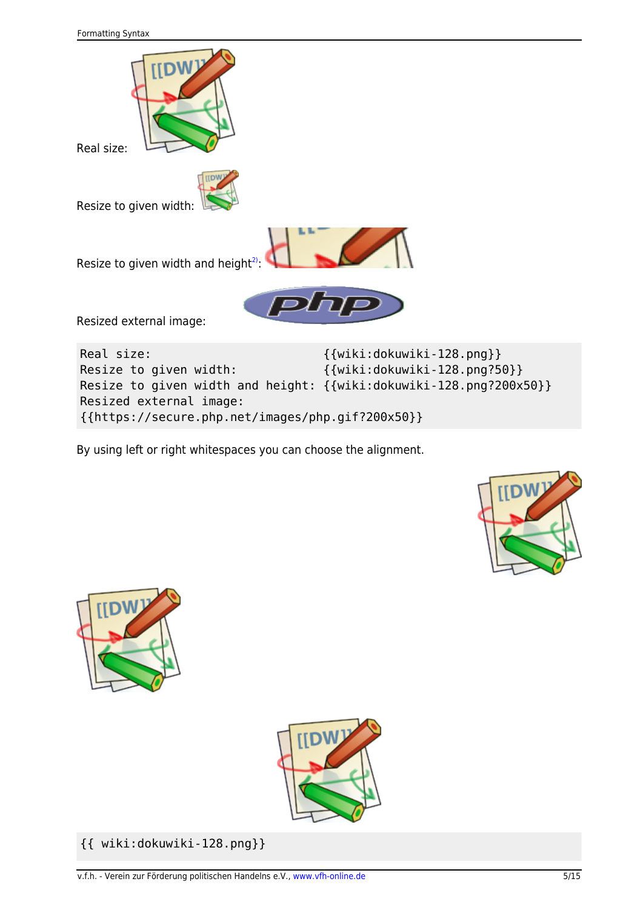Real size:

Resize to given width:

Resize to given width and height[2]:

Resized external image:

```
Real size:                        {{wiki:dokuwiki-128.png}}
Resize to given width:            {{wiki:dokuwiki-128.png?50}}
Resize to given width and height: {{wiki:dokuwiki-128.png?200x50}}
Resized external image:
{{https://secure.php.net/images/php.gif?200x50}}
```

By using left or right whitespaces you can choose the alignment.

```
{{ wiki:dokuwiki-128.png}}
```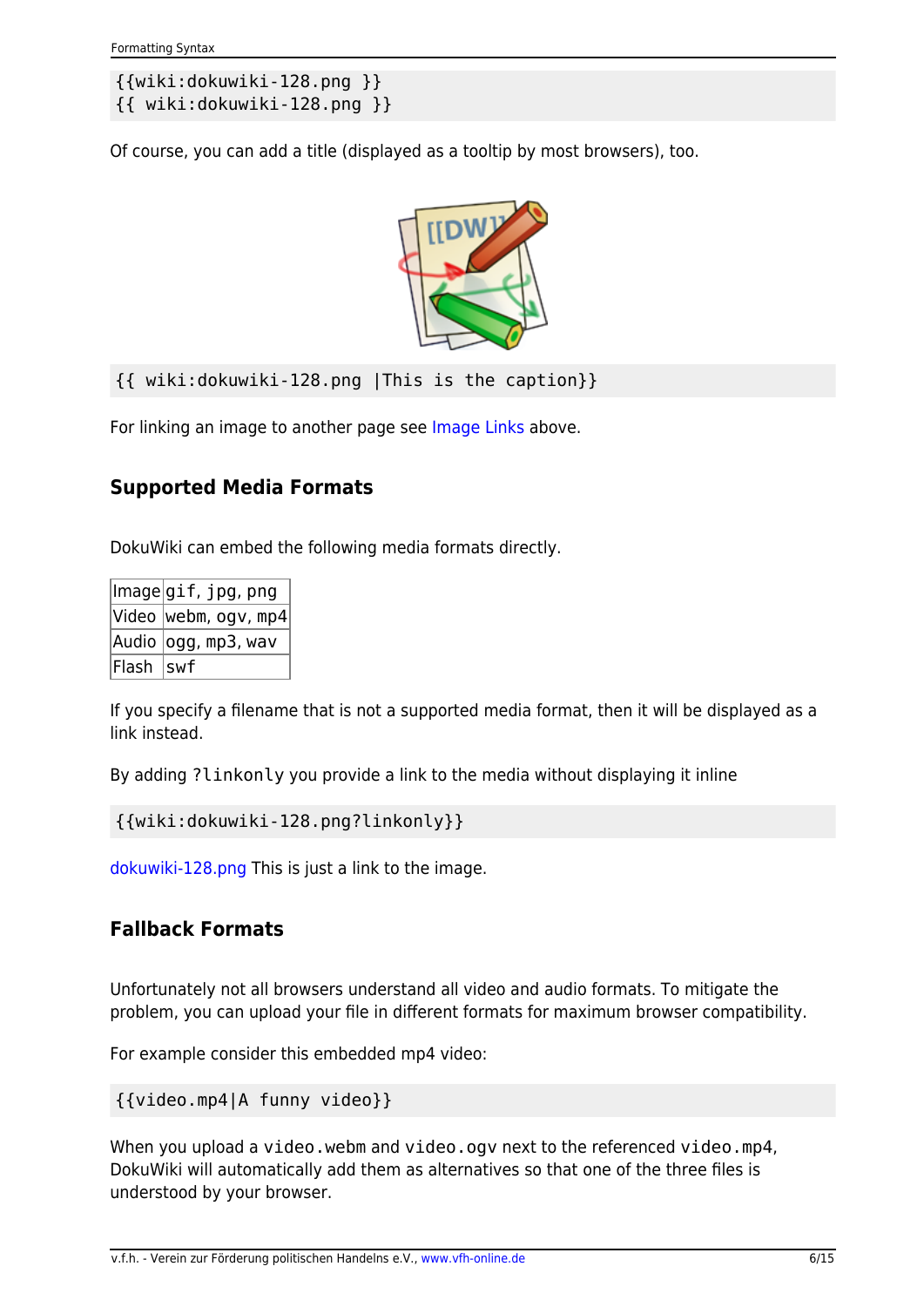```
{{wiki:dokuwiki-128.png }}
{{ wiki:dokuwiki-128.png }}
```

Of course, you can add a title (displayed as a tooltip by most browsers), too.

```
{{ wiki:dokuwiki-128.png |This is the caption}}
```

For linking an image to another page see Image Links above.

## Supported Media Formats

DokuWiki can embed the following media formats directly.

| Image | gif, jpg, png |
|---|---|
| Video | webm, ogv, mp4 |
| Audio | ogg, mp3, wav |
| Flash | swf |

If you specify a filename that is not a supported media format, then it will be displayed as a link instead.

By adding `?linkonly` you provide a link to the media without displaying it inline

```
{{wiki:dokuwiki-128.png?linkonly}}
```

dokuwiki-128.png This is just a link to the image.

## Fallback Formats

Unfortunately not all browsers understand all video and audio formats. To mitigate the problem, you can upload your file in different formats for maximum browser compatibility.

For example consider this embedded mp4 video:

```
{{video.mp4|A funny video}}
```

When you upload a `video.webm` and `video.ogv` next to the referenced `video.mp4`, DokuWiki will automatically add them as alternatives so that one of the three files is understood by your browser.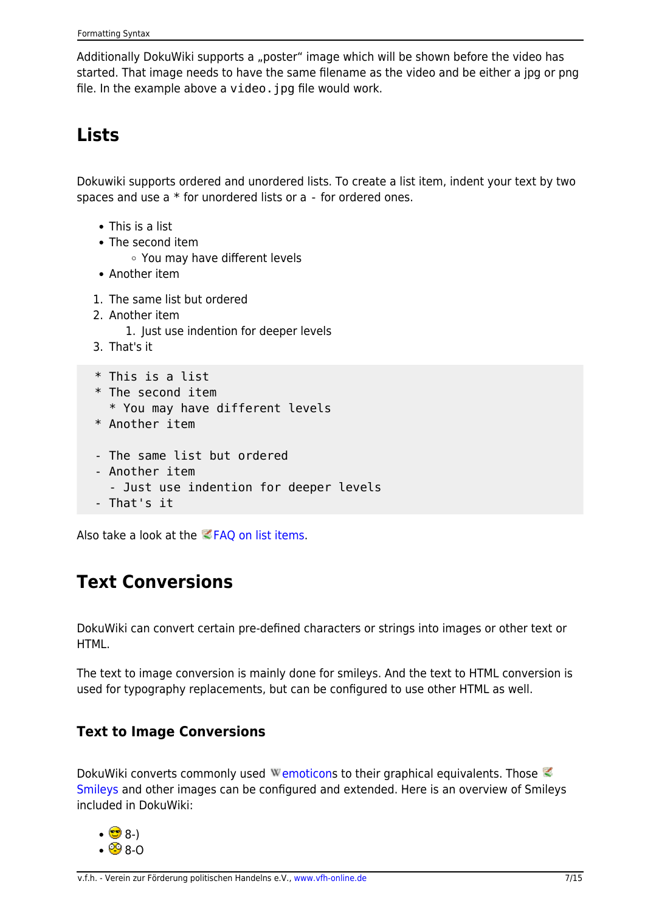Additionally DokuWiki supports a „poster" image which will be shown before the video has started. That image needs to have the same filename as the video and be either a jpg or png file. In the example above a `video.jpg` file would work.

## Lists

Dokuwiki supports ordered and unordered lists. To create a list item, indent your text by two spaces and use a * for unordered lists or a `-` for ordered ones.

- This is a list
- The second item
    - You may have different levels
- Another item

1. The same list but ordered
2. Another item
    1. Just use indention for deeper levels
3. That's it

```
  * This is a list
  * The second item
    * You may have different levels
  * Another item

  - The same list but ordered
  - Another item
    - Just use indention for deeper levels
  - That's it
```

Also take a look at the FAQ on list items.

## Text Conversions

DokuWiki can convert certain pre-defined characters or strings into images or other text or HTML.

The text to image conversion is mainly done for smileys. And the text to HTML conversion is used for typography replacements, but can be configured to use other HTML as well.

### Text to Image Conversions

DokuWiki converts commonly used emoticons to their graphical equivalents. Those Smileys and other images can be configured and extended. Here is an overview of Smileys included in DokuWiki:

- 8-)
- 8-O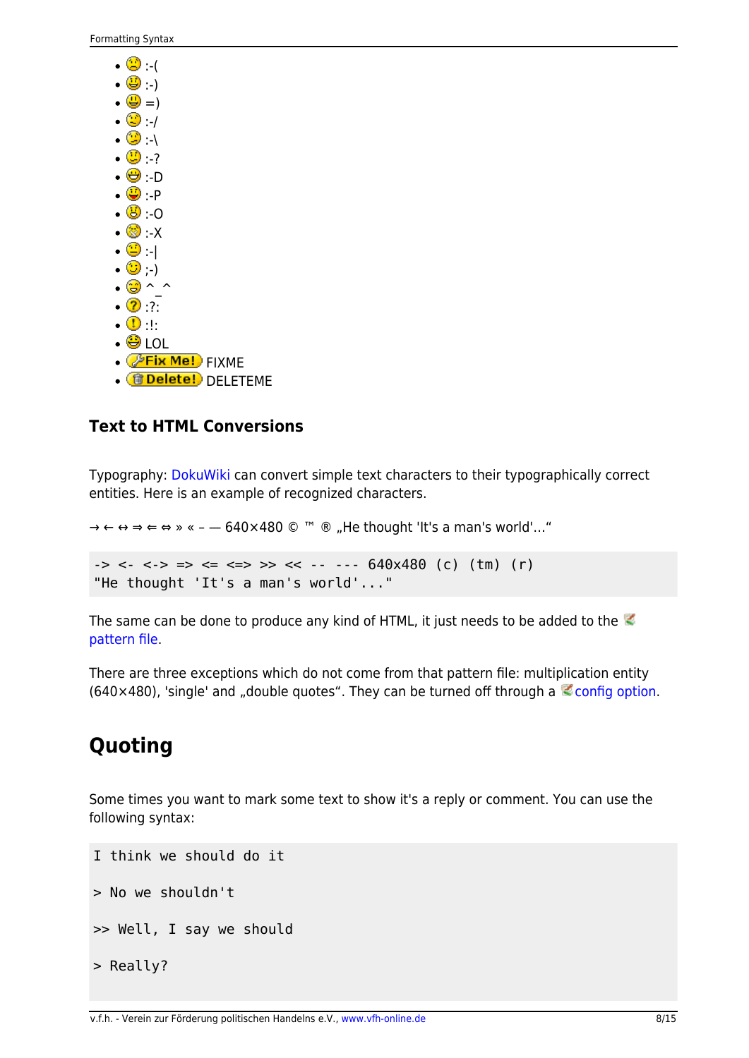- :-(
- :-)
- =)
- :-/
- :-\
- :-?
- :-D
- :-P
- :-O
- :-X
- :-|
- ;-)
- ^_^
- :?:
- :!:
- LOL
- FIXME
- DELETEME

### Text to HTML Conversions

Typography: DokuWiki can convert simple text characters to their typographically correct entities. Here is an example of recognized characters.

→ ← ↔ ⇒ ⇐ ⇔ » « – — 640×480 © ™ ® „He thought 'It's a man's world'…“

```
-> <- <-> => <= <=> >> << -- --- 640x480 (c) (tm) (r)
"He thought 'It's a man's world'..."
```

The same can be done to produce any kind of HTML, it just needs to be added to the pattern file.

There are three exceptions which do not come from that pattern file: multiplication entity (640×480), 'single' and „double quotes“. They can be turned off through a config option.

## Quoting

Some times you want to mark some text to show it's a reply or comment. You can use the following syntax:

```
I think we should do it

> No we shouldn't

>> Well, I say we should

> Really?
```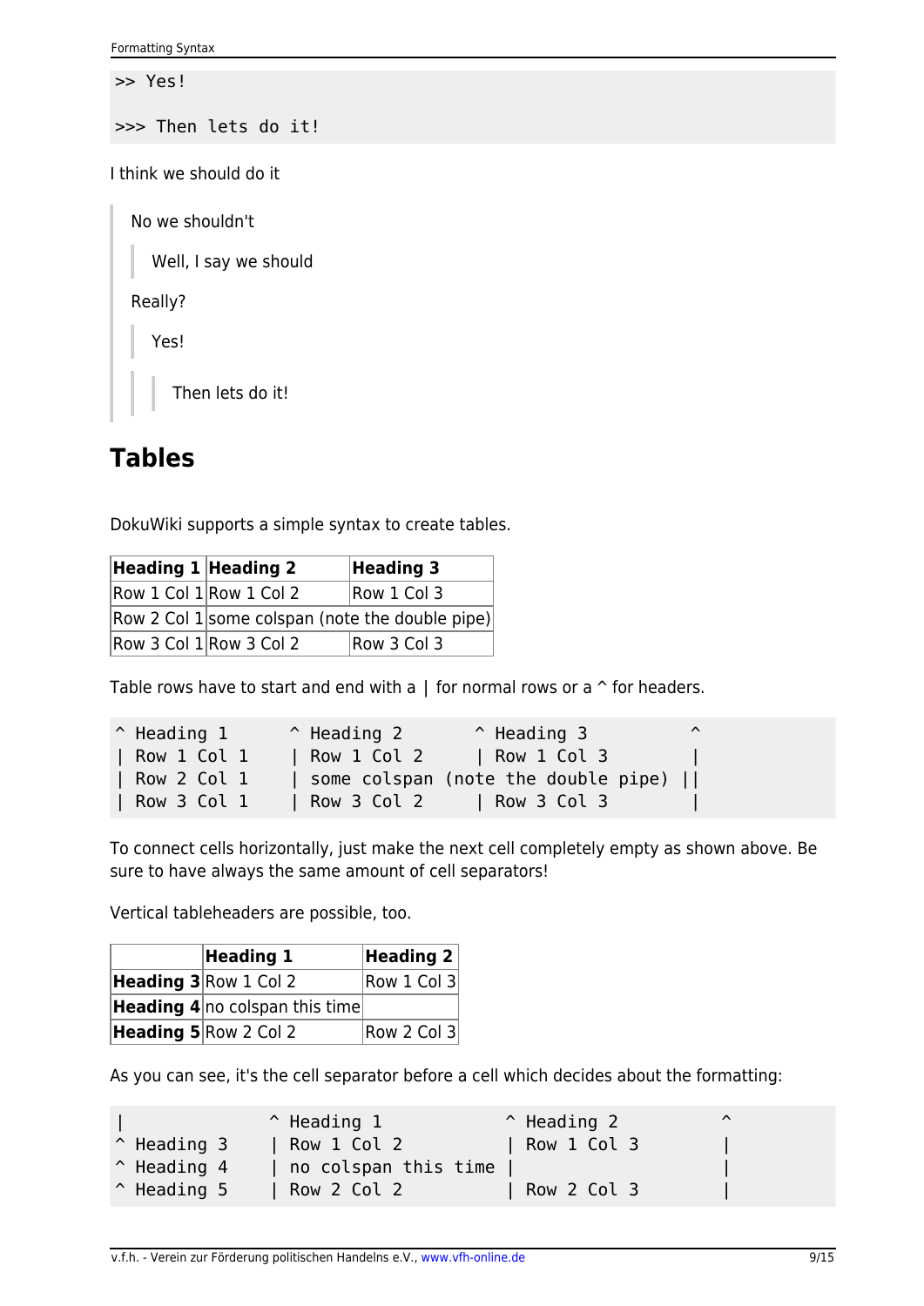```
>> Yes!

>>> Then lets do it!
```

I think we should do it

> No we shouldn't
>
> > Well, I say we should
>
> Really?
>
> > Yes!
>
> > > Then lets do it!

## Tables

DokuWiki supports a simple syntax to create tables.

| Heading 1 | Heading 2 | Heading 3 |
| --- | --- | --- |
| Row 1 Col 1 | Row 1 Col 2 | Row 1 Col 3 |
| Row 2 Col 1 | some colspan (note the double pipe) | |
| Row 3 Col 1 | Row 3 Col 2 | Row 3 Col 3 |

Table rows have to start and end with a | for normal rows or a ^ for headers.

```
^ Heading 1      ^ Heading 2       ^ Heading 3          ^
| Row 1 Col 1    | Row 1 Col 2     | Row 1 Col 3        |
| Row 2 Col 1    | some colspan (note the double pipe) ||
| Row 3 Col 1    | Row 3 Col 2     | Row 3 Col 3        |
```

To connect cells horizontally, just make the next cell completely empty as shown above. Be sure to have always the same amount of cell separators!

Vertical tableheaders are possible, too.

| | Heading 1 | Heading 2 |
| --- | --- | --- |
| **Heading 3** | Row 1 Col 2 | Row 1 Col 3 |
| **Heading 4** | no colspan this time | |
| **Heading 5** | Row 2 Col 2 | Row 2 Col 3 |

As you can see, it's the cell separator before a cell which decides about the formatting:

```
|              ^ Heading 1            ^ Heading 2          ^
^ Heading 3    | Row 1 Col 2          | Row 1 Col 3        |
^ Heading 4    | no colspan this time |                    |
^ Heading 5    | Row 2 Col 2          | Row 2 Col 3        |
```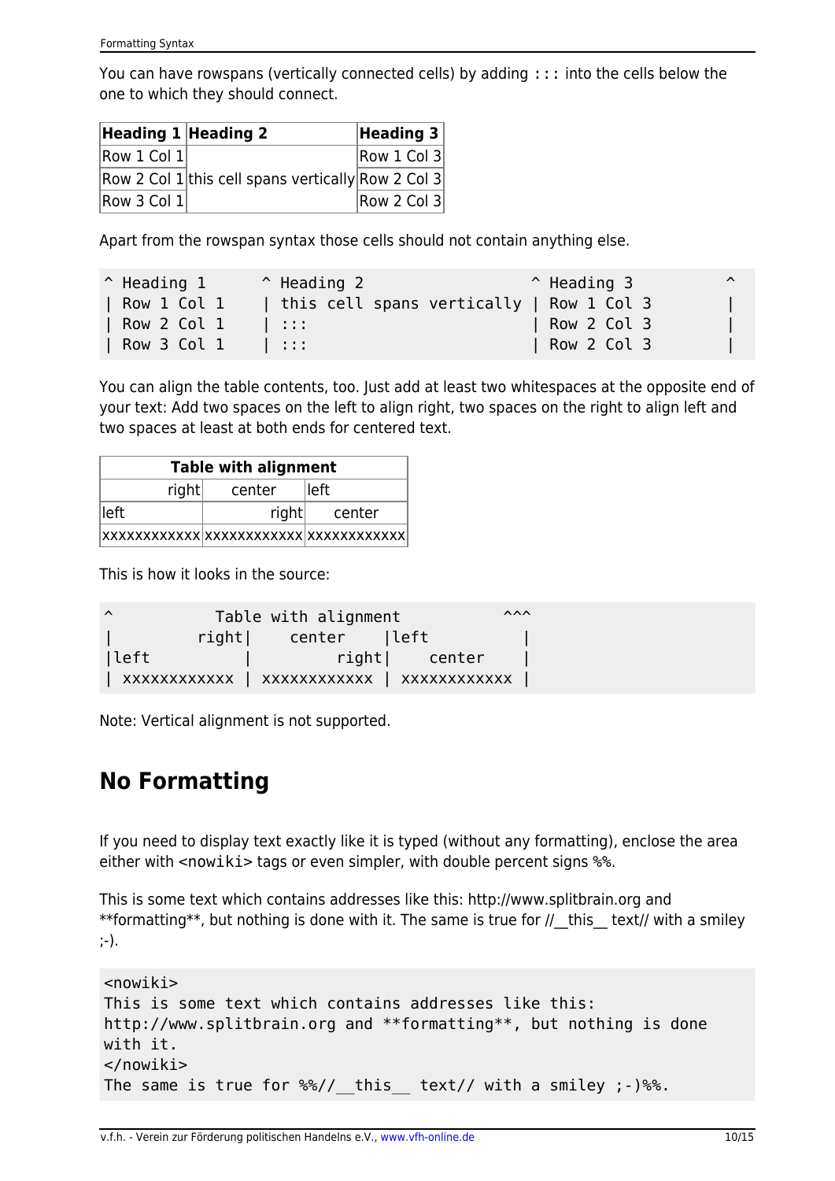You can have rowspans (vertically connected cells) by adding `:::` into the cells below the one to which they should connect.

| Heading 1 | Heading 2 | Heading 3 |
|---|---|---|
| Row 1 Col 1 | this cell spans vertically | Row 1 Col 3 |
| Row 2 Col 1 | | Row 2 Col 3 |
| Row 3 Col 1 | | Row 2 Col 3 |

Apart from the rowspan syntax those cells should not contain anything else.

```
^ Heading 1      ^ Heading 2                  ^ Heading 3          ^
| Row 1 Col 1    | this cell spans vertically | Row 1 Col 3        |
| Row 2 Col 1    | :::                        | Row 2 Col 3        |
| Row 3 Col 1    | :::                        | Row 2 Col 3        |
```

You can align the table contents, too. Just add at least two whitespaces at the opposite end of your text: Add two spaces on the left to align right, two spaces on the right to align left and two spaces at least at both ends for centered text.

| Table with alignment | | |
|---|---|---|
| right | center | left |
| left | right | center |
| xxxxxxxxxxxx | xxxxxxxxxxxx | xxxxxxxxxxxx |

This is how it looks in the source:

```
^           Table with alignment           ^^^
|         right|    center    |left          |
|left          |         right|    center    |
| xxxxxxxxxxxx | xxxxxxxxxxxx | xxxxxxxxxxxx |
```

Note: Vertical alignment is not supported.

# No Formatting

If you need to display text exactly like it is typed (without any formatting), enclose the area either with `<nowiki>` tags or even simpler, with double percent signs `%%`.

This is some text which contains addresses like this: http://www.splitbrain.org and **formatting**, but nothing is done with it. The same is true for //__this__ text// with a smiley ;-).

```
<nowiki>
This is some text which contains addresses like this:
http://www.splitbrain.org and **formatting**, but nothing is done
with it.
</nowiki>
The same is true for %%//__this__ text// with a smiley ;-)%%.
```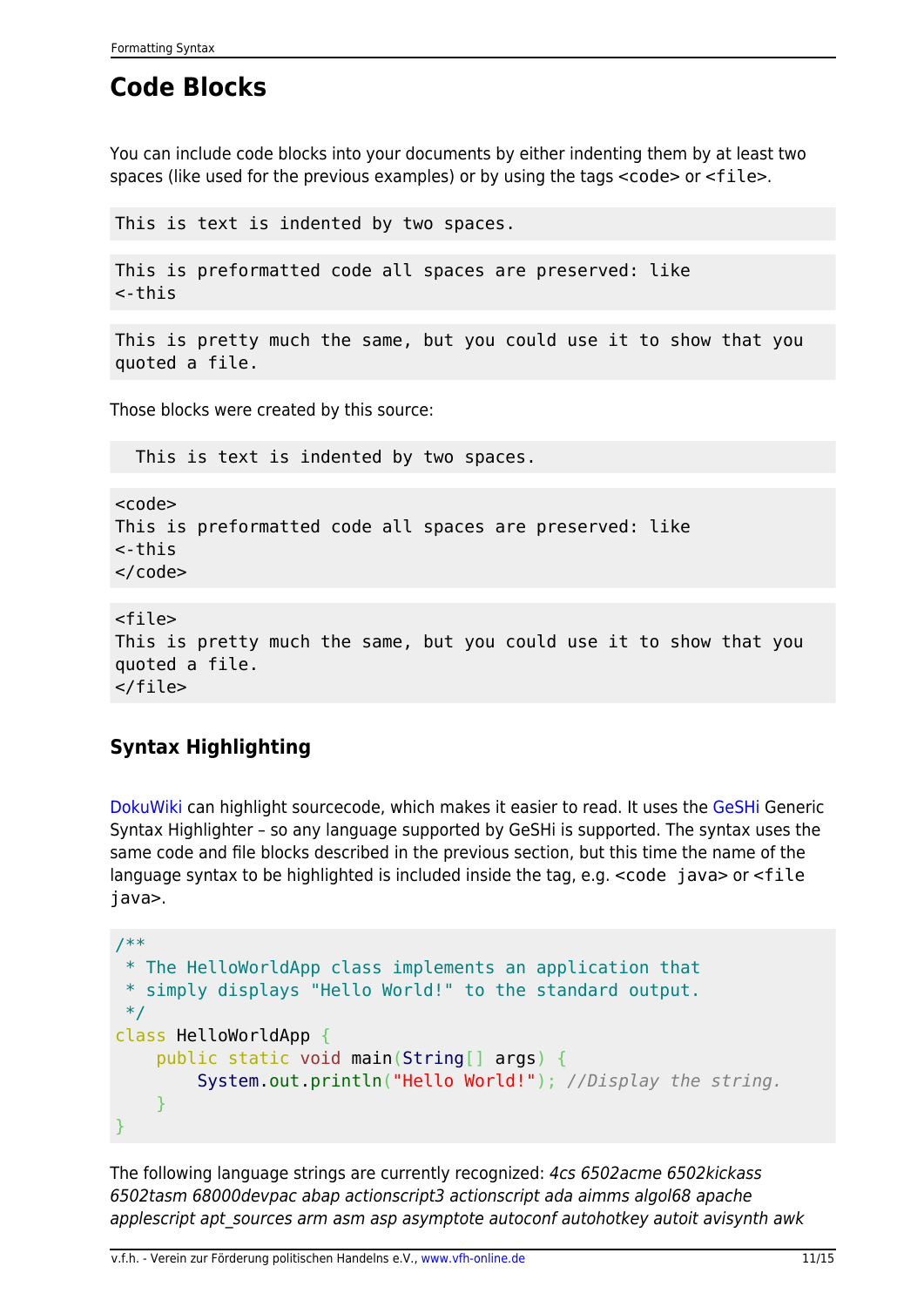## Code Blocks

You can include code blocks into your documents by either indenting them by at least two spaces (like used for the previous examples) or by using the tags `<code>` or `<file>`.

```
This is text is indented by two spaces.
```

```
This is preformatted code all spaces are preserved: like
<-this
```

```
This is pretty much the same, but you could use it to show that you
quoted a file.
```

Those blocks were created by this source:

```
  This is text is indented by two spaces.
```

```
<code>
This is preformatted code all spaces are preserved: like
<-this
</code>
```

```
<file>
This is pretty much the same, but you could use it to show that you
quoted a file.
</file>
```

### Syntax Highlighting

DokuWiki can highlight sourcecode, which makes it easier to read. It uses the GeSHi Generic Syntax Highlighter – so any language supported by GeSHi is supported. The syntax uses the same code and file blocks described in the previous section, but this time the name of the language syntax to be highlighted is included inside the tag, e.g. `<code java>` or `<file java>`.

```java
/**
 * The HelloWorldApp class implements an application that
 * simply displays "Hello World!" to the standard output.
 */
class HelloWorldApp {
    public static void main(String[] args) {
        System.out.println("Hello World!"); //Display the string.
    }
}
```

The following language strings are currently recognized: *4cs 6502acme 6502kickass 6502tasm 68000devpac abap actionscript3 actionscript ada aimms algol68 apache applescript apt_sources arm asm asp asymptote autoconf autohotkey autoit avisynth awk*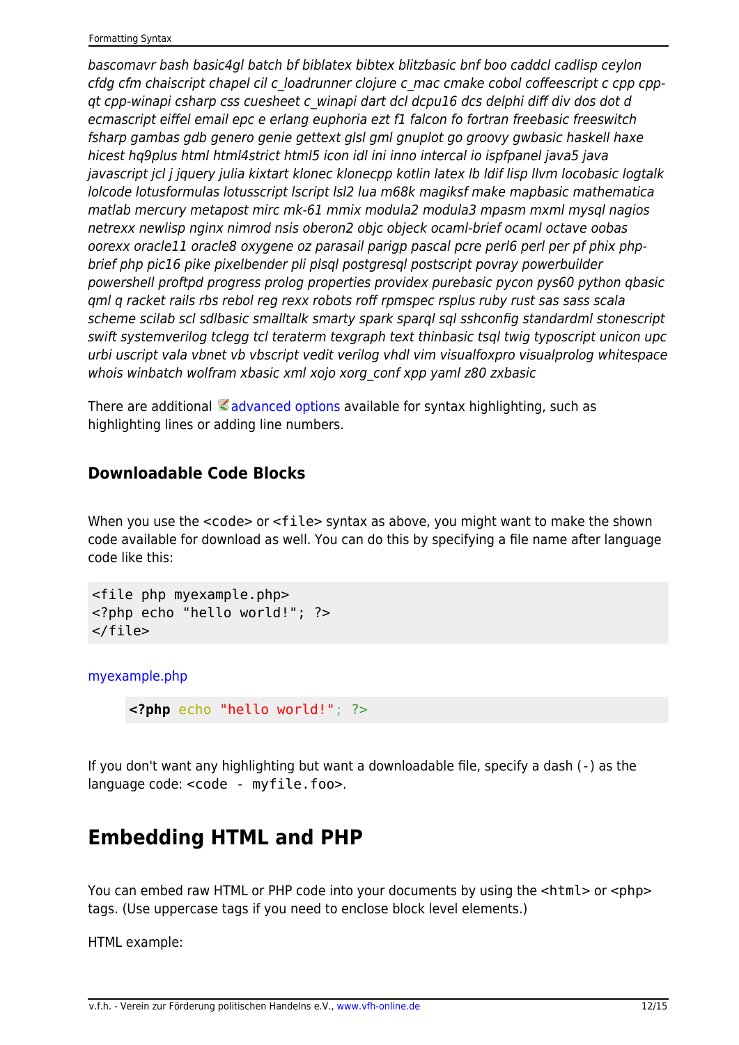*bascomavr bash basic4gl batch bf biblatex bibtex blitzbasic bnf boo caddcl cadlisp ceylon cfdg cfm chaiscript chapel cil c_loadrunner clojure c_mac cmake cobol coffeescript c cpp cpp-qt cpp-winapi csharp css cuesheet c_winapi dart dcl dcpu16 dcs delphi diff div dos dot d ecmascript eiffel email epc e erlang euphoria ezt f1 falcon fo fortran freebasic freeswitch fsharp gambas gdb genero genie gettext glsl gml gnuplot go groovy gwbasic haskell haxe hicest hq9plus html html4strict html5 icon idl ini inno intercal io ispfpanel java5 java javascript jcl j jquery julia kixtart klonec klonecpp kotlin latex lb ldif lisp llvm locobasic logtalk lolcode lotusformulas lotusscript lscript lsl2 lua m68k magiksf make mapbasic mathematica matlab mercury metapost mirc mk-61 mmix modula2 modula3 mpasm mxml mysql nagios netrexx newlisp nginx nimrod nsis oberon2 objc objeck ocaml-brief ocaml octave oobas oorexx oracle11 oracle8 oxygene oz parasail parigp pascal pcre perl6 perl per pf phix php-brief php pic16 pike pixelbender pli plsql postgresql postscript povray powerbuilder powershell proftpd progress prolog properties providex purebasic pycon pys60 python qbasic qml q racket rails rbs rebol reg rexx robots roff rpmspec rsplus ruby rust sas sass scala scheme scilab scl sdlbasic smalltalk smarty spark sparql sql sshconfig standardml stonescript swift systemverilog tclegg tcl teraterm texgraph text thinbasic tsql twig typoscript unicon upc urbi uscript vala vbnet vb vbscript vedit verilog vhdl vim visualfoxpro visualprolog whitespace whois winbatch wolfram xbasic xml xojo xorg_conf xpp yaml z80 zxbasic*

There are additional advanced options available for syntax highlighting, such as highlighting lines or adding line numbers.

### Downloadable Code Blocks

When you use the `<code>` or `<file>` syntax as above, you might want to make the shown code available for download as well. You can do this by specifying a file name after language code like this:

```
<file php myexample.php>
<?php echo "hello world!"; ?>
</file>
```

myexample.php

```php
<?php echo "hello world!"; ?>
```

If you don't want any highlighting but want a downloadable file, specify a dash (`-`) as the language code: `<code - myfile.foo>`.

## Embedding HTML and PHP

You can embed raw HTML or PHP code into your documents by using the `<html>` or `<php>` tags. (Use uppercase tags if you need to enclose block level elements.)

HTML example: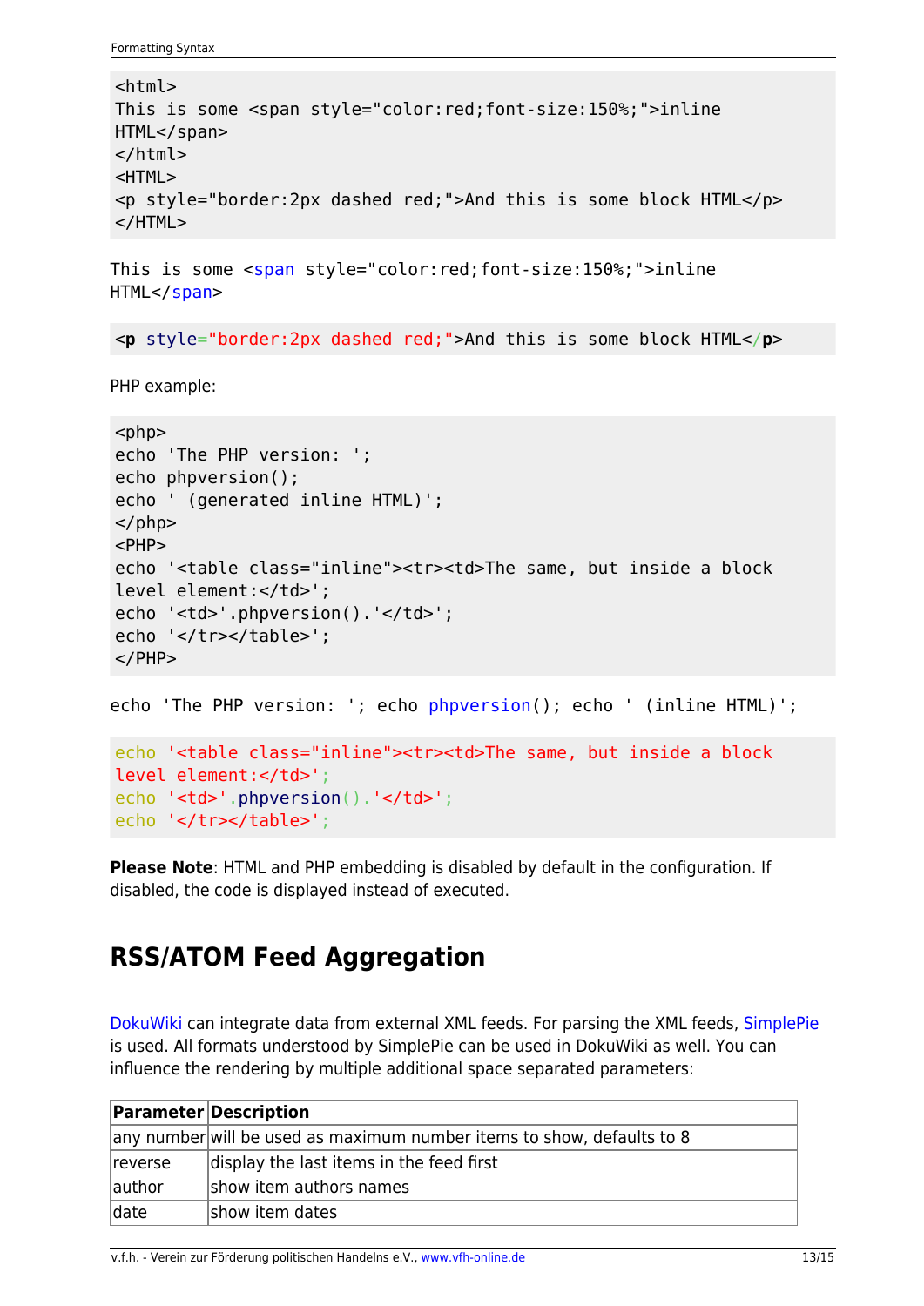```
<html>
This is some <span style="color:red;font-size:150%;">inline
HTML</span>
</html>
<HTML>
<p style="border:2px dashed red;">And this is some block HTML</p>
</HTML>
```

This is some <span style="color:red;font-size:150%;">inline HTML</span>

```
<p style="border:2px dashed red;">And this is some block HTML</p>
```

PHP example:

```
<php>
echo 'The PHP version: ';
echo phpversion();
echo ' (generated inline HTML)';
</php>
<PHP>
echo '<table class="inline"><tr><td>The same, but inside a block
level element:</td>';
echo '<td>'.phpversion().'</td>';
echo '</tr></table>';
</PHP>
```

echo 'The PHP version: '; echo phpversion(); echo ' (inline HTML)';

```
echo '<table class="inline"><tr><td>The same, but inside a block
level element:</td>';
echo '<td>'.phpversion().'</td>';
echo '</tr></table>';
```

**Please Note**: HTML and PHP embedding is disabled by default in the configuration. If disabled, the code is displayed instead of executed.

## RSS/ATOM Feed Aggregation

DokuWiki can integrate data from external XML feeds. For parsing the XML feeds, SimplePie is used. All formats understood by SimplePie can be used in DokuWiki as well. You can influence the rendering by multiple additional space separated parameters:

| Parameter | Description |
|---|---|
| any number | will be used as maximum number items to show, defaults to 8 |
| reverse | display the last items in the feed first |
| author | show item authors names |
| date | show item dates |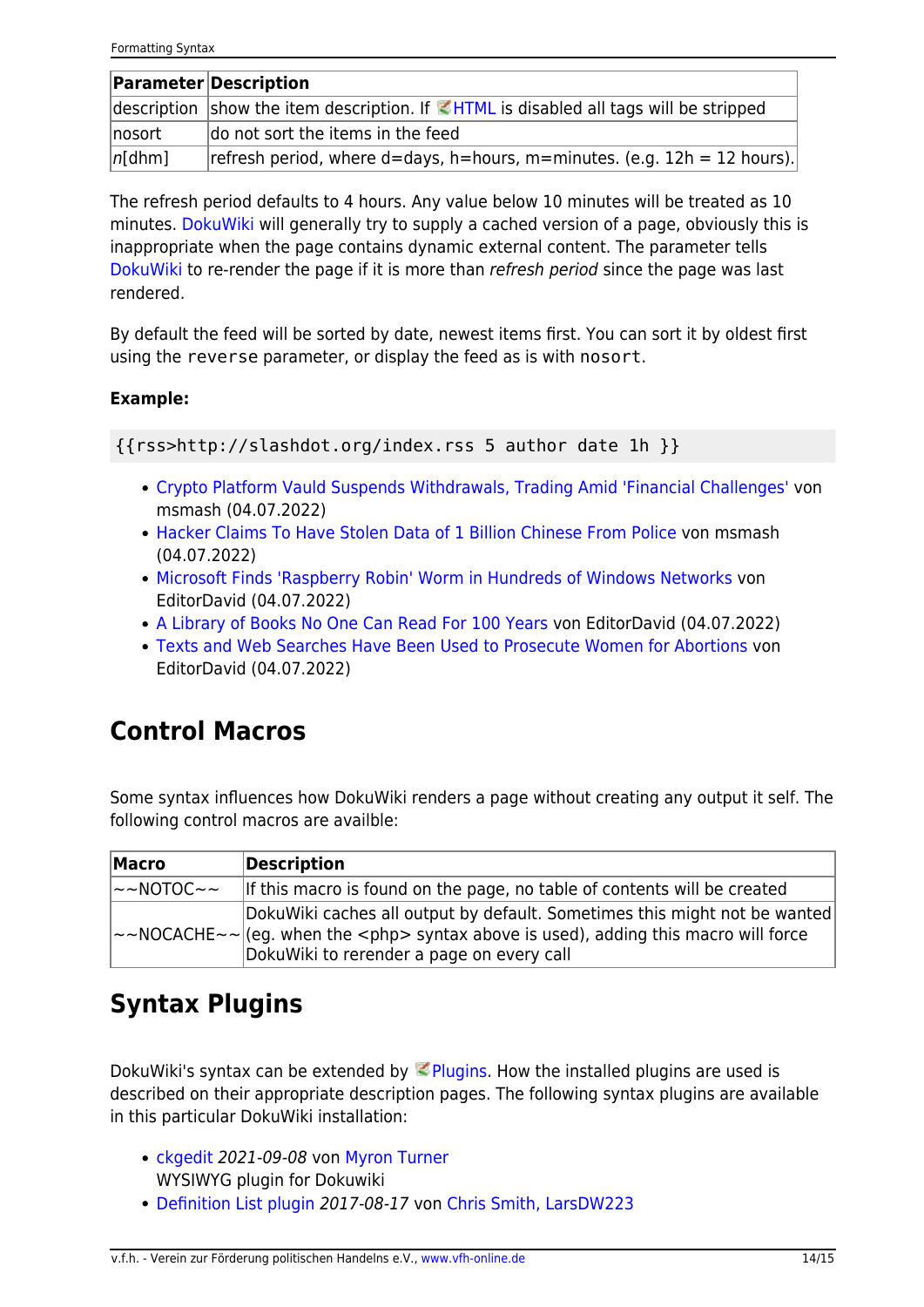| Parameter | Description |
| --- | --- |
| description | show the item description. If HTML is disabled all tags will be stripped |
| nosort | do not sort the items in the feed |
| *n*[dhm] | refresh period, where d=days, h=hours, m=minutes. (e.g. 12h = 12 hours). |

The refresh period defaults to 4 hours. Any value below 10 minutes will be treated as 10 minutes. DokuWiki will generally try to supply a cached version of a page, obviously this is inappropriate when the page contains dynamic external content. The parameter tells DokuWiki to re-render the page if it is more than *refresh period* since the page was last rendered.

By default the feed will be sorted by date, newest items first. You can sort it by oldest first using the `reverse` parameter, or display the feed as is with `nosort`.

**Example:**

```
{{rss>http://slashdot.org/index.rss 5 author date 1h }}
```

- Crypto Platform Vauld Suspends Withdrawals, Trading Amid 'Financial Challenges' von msmash (04.07.2022)
- Hacker Claims To Have Stolen Data of 1 Billion Chinese From Police von msmash (04.07.2022)
- Microsoft Finds 'Raspberry Robin' Worm in Hundreds of Windows Networks von EditorDavid (04.07.2022)
- A Library of Books No One Can Read For 100 Years von EditorDavid (04.07.2022)
- Texts and Web Searches Have Been Used to Prosecute Women for Abortions von EditorDavid (04.07.2022)

## Control Macros

Some syntax influences how DokuWiki renders a page without creating any output it self. The following control macros are availble:

| Macro | Description |
| --- | --- |
| ~~NOTOC~~ | If this macro is found on the page, no table of contents will be created |
| ~~NOCACHE~~ | DokuWiki caches all output by default. Sometimes this might not be wanted (eg. when the <php> syntax above is used), adding this macro will force DokuWiki to rerender a page on every call |

## Syntax Plugins

DokuWiki's syntax can be extended by Plugins. How the installed plugins are used is described on their appropriate description pages. The following syntax plugins are available in this particular DokuWiki installation:

- ckgedit *2021-09-08* von Myron Turner
  WYSIWYG plugin for Dokuwiki
- Definition List plugin *2017-08-17* von Chris Smith, LarsDW223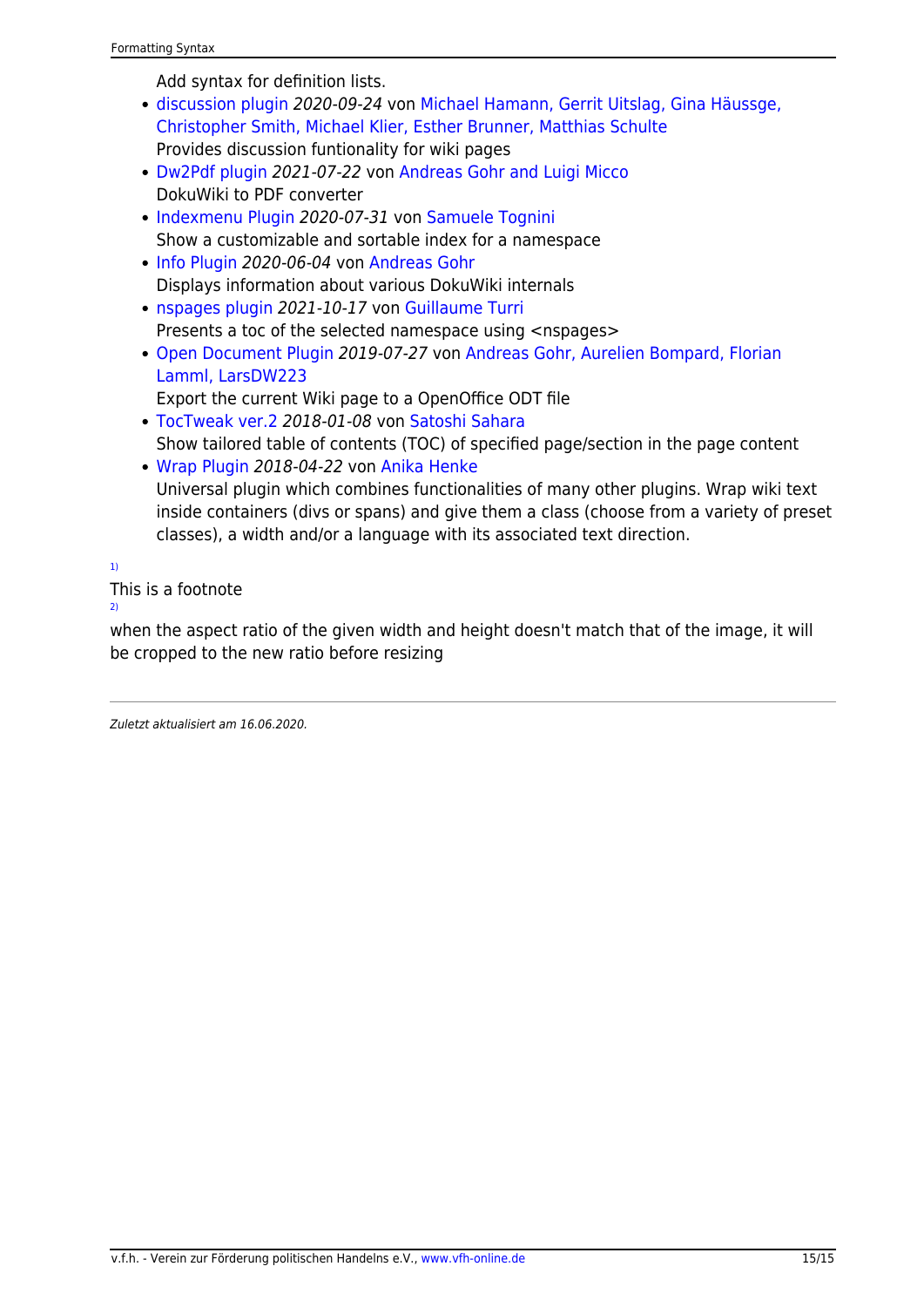Add syntax for definition lists.

- discussion plugin *2020-09-24* von Michael Hamann, Gerrit Uitslag, Gina Häussge, Christopher Smith, Michael Klier, Esther Brunner, Matthias Schulte
  Provides discussion funtionality for wiki pages
- Dw2Pdf plugin *2021-07-22* von Andreas Gohr and Luigi Micco
  DokuWiki to PDF converter
- Indexmenu Plugin *2020-07-31* von Samuele Tognini
  Show a customizable and sortable index for a namespace
- Info Plugin *2020-06-04* von Andreas Gohr
  Displays information about various DokuWiki internals
- nspages plugin *2021-10-17* von Guillaume Turri
  Presents a toc of the selected namespace using <nspages>
- Open Document Plugin *2019-07-27* von Andreas Gohr, Aurelien Bompard, Florian Lamml, LarsDW223
  Export the current Wiki page to a OpenOffice ODT file
- TocTweak ver.2 *2018-01-08* von Satoshi Sahara
  Show tailored table of contents (TOC) of specified page/section in the page content
- Wrap Plugin *2018-04-22* von Anika Henke
  Universal plugin which combines functionalities of many other plugins. Wrap wiki text inside containers (divs or spans) and give them a class (choose from a variety of preset classes), a width and/or a language with its associated text direction.

[1]
This is a footnote

[2]
when the aspect ratio of the given width and height doesn't match that of the image, it will be cropped to the new ratio before resizing

---

*Zuletzt aktualisiert am 16.06.2020.*